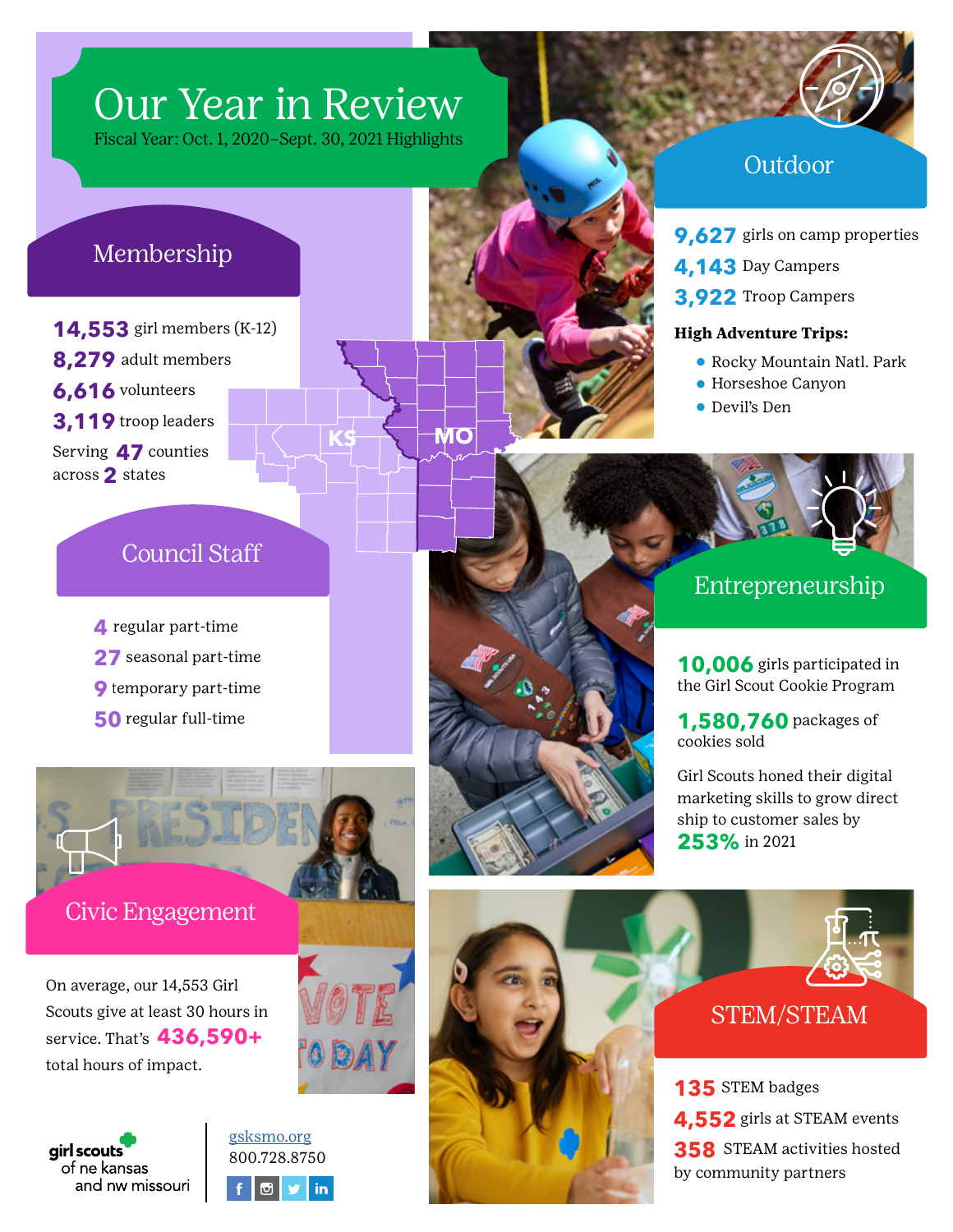# Our Year in Review

Fiscal Year: Oct. 1, 2020–Sept. 30, 2021 Highlights

## Membership

**14,553** girl members (K-12)

**8,279** adult members

**6,616** volunteers

**3,119** troop leaders

Serving **47** counties across **2** states

KS MO

## Council Staff

**4** regular part-time

**27** seasonal part-time

**9** temporary part-time

**50** regular full-time

## Civic Engagement

On average, our 14,553 Girl Scouts give at least 30 hours in service. That's **436,590+** total hours of impact.

## Outdoor

**9,627** girls on camp properties

**4,143** Day Campers

**3,922** Troop Campers

**High Adventure Trips:**

- Rocky Mountain Natl. Park
- Horseshoe Canyon
- Devil's Den

## Entrepreneurship

**10,006** girls participated in the Girl Scout Cookie Program

**1,580,760** packages of cookies sold

Girl Scouts honed their digital marketing skills to grow direct ship to customer sales by **253%** in 2021

## STEM/STEAM

**135** STEM badges

**4,552** girls at STEAM events

**358** STEAM activities hosted by community partners

girl scouts of ne kansas and nw missouri

gsksmo.org

800.728.8750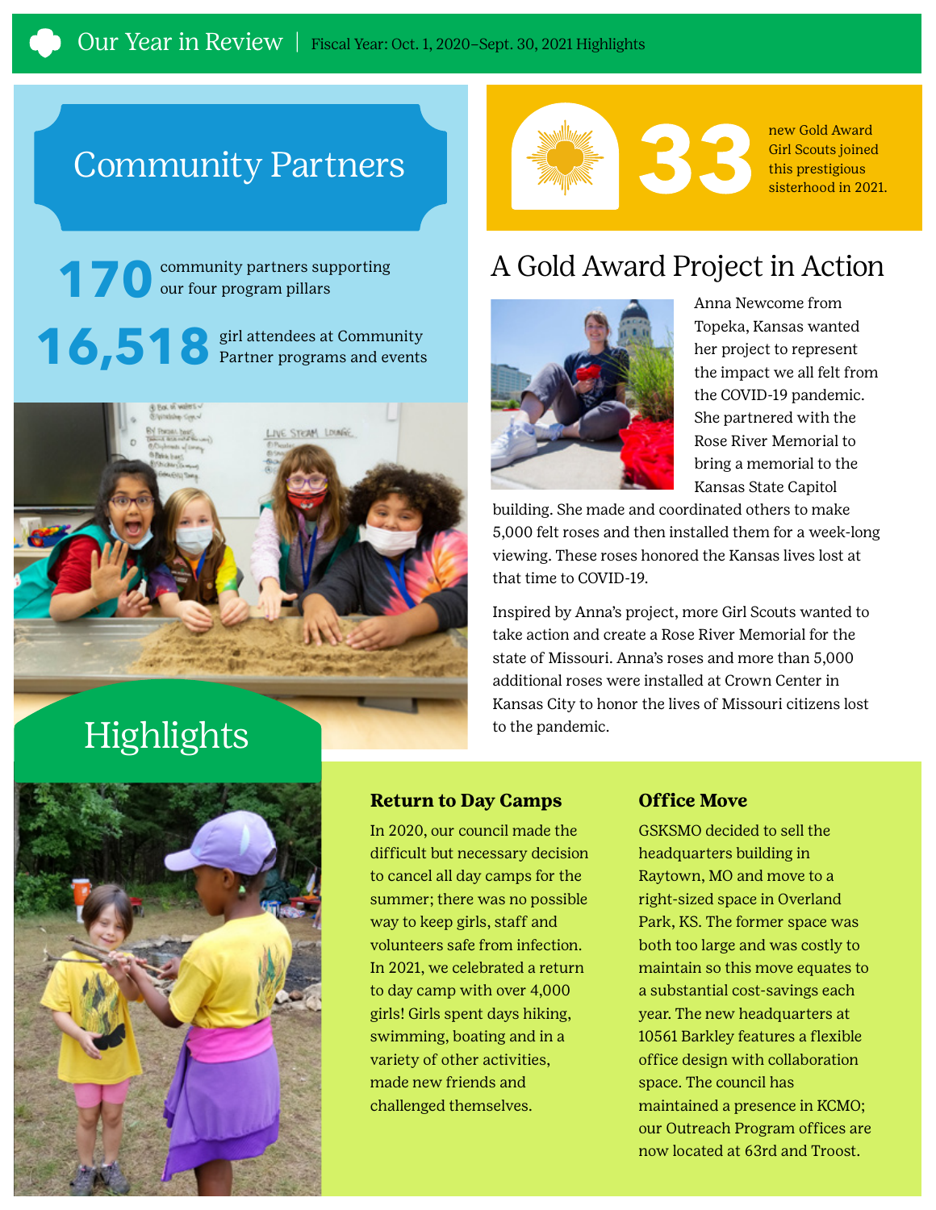# Our Year in Review | Fiscal Year: Oct. 1, 2020–Sept. 30, 2021 Highlights

## Community Partners

**170** community partners supporting our four program pillars

**16,518** girl attendees at Community Partner programs and events

**33** new Gold Award Girl Scouts joined this prestigious sisterhood in 2021.

## A Gold Award Project in Action

Anna Newcome from Topeka, Kansas wanted her project to represent the impact we all felt from the COVID-19 pandemic. She partnered with the Rose River Memorial to bring a memorial to the Kansas State Capitol building. She made and coordinated others to make 5,000 felt roses and then installed them for a week-long viewing. These roses honored the Kansas lives lost at that time to COVID-19.

Inspired by Anna's project, more Girl Scouts wanted to take action and create a Rose River Memorial for the state of Missouri. Anna's roses and more than 5,000 additional roses were installed at Crown Center in Kansas City to honor the lives of Missouri citizens lost to the pandemic.

## Highlights

### Return to Day Camps

In 2020, our council made the difficult but necessary decision to cancel all day camps for the summer; there was no possible way to keep girls, staff and volunteers safe from infection. In 2021, we celebrated a return to day camp with over 4,000 girls! Girls spent days hiking, swimming, boating and in a variety of other activities, made new friends and challenged themselves.

### Office Move

GSKSMO decided to sell the headquarters building in Raytown, MO and move to a right-sized space in Overland Park, KS. The former space was both too large and was costly to maintain so this move equates to a substantial cost-savings each year. The new headquarters at 10561 Barkley features a flexible office design with collaboration space. The council has maintained a presence in KCMO; our Outreach Program offices are now located at 63rd and Troost.